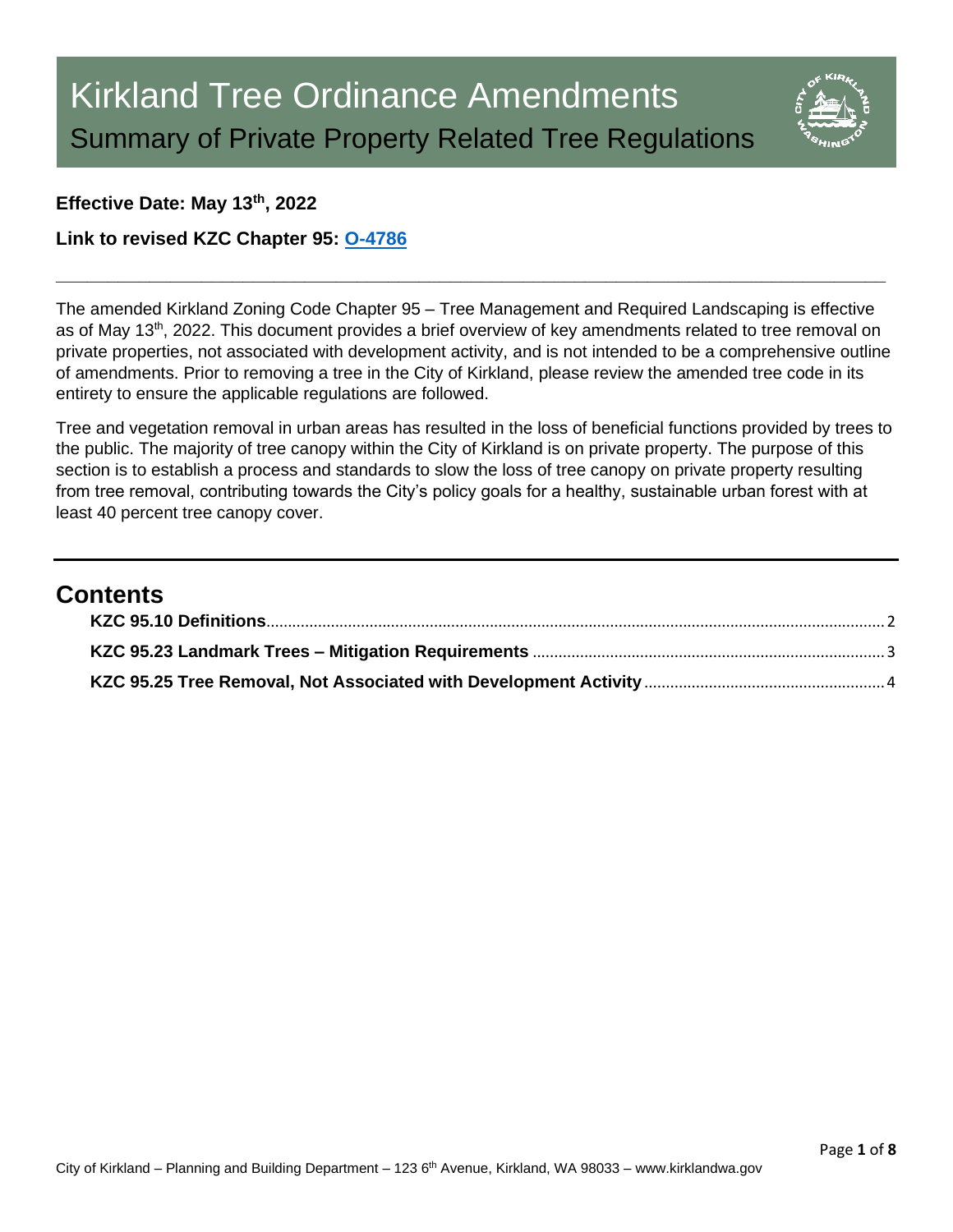# Kirkland Tree Ordinance Amendments

## Summary of Private Property Related Tree Regulations

**Effective Date: May 13th, 2022**

**Link to revised KZC Chapter 95: [O-4786]()**

---

The amended Kirkland Zoning Code Chapter 95 – Tree Management and Required Landscaping is effective as of May 13th, 2022. This document provides a brief overview of key amendments related to tree removal on private properties, not associated with development activity, and is not intended to be a comprehensive outline of amendments. Prior to removing a tree in the City of Kirkland, please review the amended tree code in its entirety to ensure the applicable regulations are followed.

Tree and vegetation removal in urban areas has resulted in the loss of beneficial functions provided by trees to the public. The majority of tree canopy within the City of Kirkland is on private property. The purpose of this section is to establish a process and standards to slow the loss of tree canopy on private property resulting from tree removal, contributing towards the City's policy goals for a healthy, sustainable urban forest with at least 40 percent tree canopy cover.

---

## Contents

**KZC 95.10 Definitions** ........ 2

**KZC 95.23 Landmark Trees – Mitigation Requirements** ........ 3

**KZC 95.25 Tree Removal, Not Associated with Development Activity** ........ 4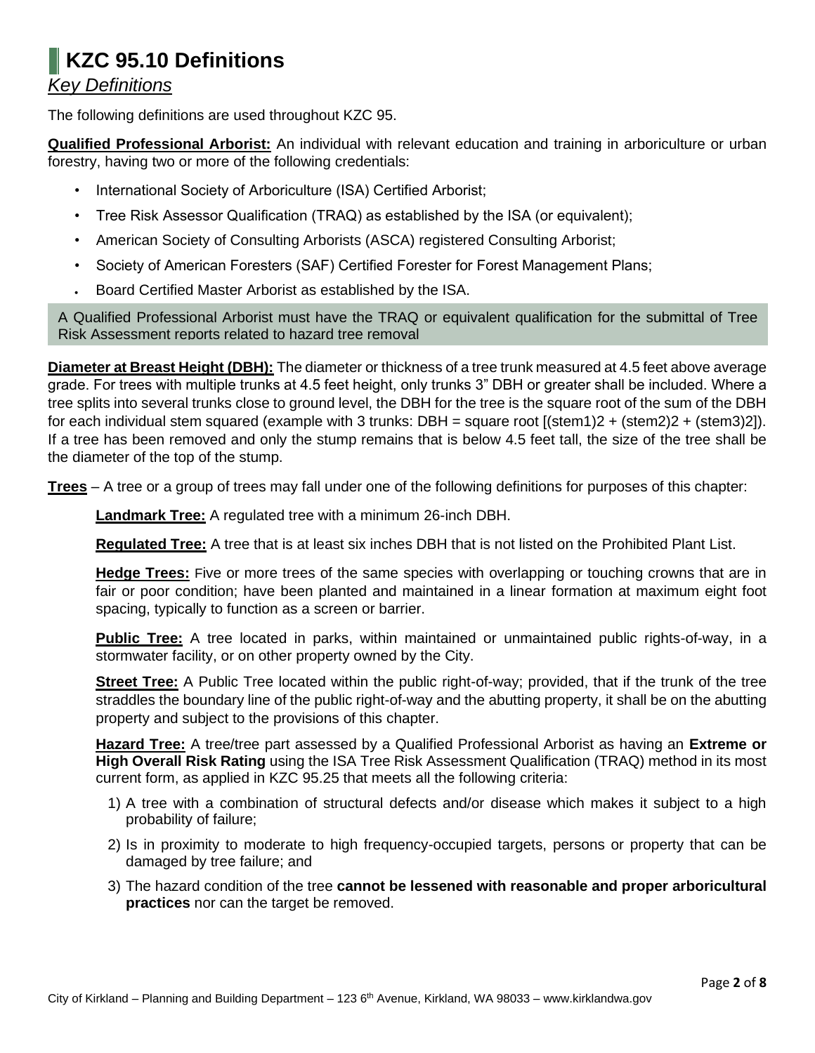# KZC 95.10 Definitions

*Key Definitions*

The following definitions are used throughout KZC 95.

**Qualified Professional Arborist:** An individual with relevant education and training in arboriculture or urban forestry, having two or more of the following credentials:

- International Society of Arboriculture (ISA) Certified Arborist;
- Tree Risk Assessor Qualification (TRAQ) as established by the ISA (or equivalent);
- American Society of Consulting Arborists (ASCA) registered Consulting Arborist;
- Society of American Foresters (SAF) Certified Forester for Forest Management Plans;
- Board Certified Master Arborist as established by the ISA.

A Qualified Professional Arborist must have the TRAQ or equivalent qualification for the submittal of Tree Risk Assessment reports related to hazard tree removal

**Diameter at Breast Height (DBH):** The diameter or thickness of a tree trunk measured at 4.5 feet above average grade. For trees with multiple trunks at 4.5 feet height, only trunks 3" DBH or greater shall be included. Where a tree splits into several trunks close to ground level, the DBH for the tree is the square root of the sum of the DBH for each individual stem squared (example with 3 trunks: DBH = square root [(stem1)2 + (stem2)2 + (stem3)2]). If a tree has been removed and only the stump remains that is below 4.5 feet tall, the size of the tree shall be the diameter of the top of the stump.

**Trees** – A tree or a group of trees may fall under one of the following definitions for purposes of this chapter:

**Landmark Tree:** A regulated tree with a minimum 26-inch DBH.

**Regulated Tree:** A tree that is at least six inches DBH that is not listed on the Prohibited Plant List.

**Hedge Trees:** Five or more trees of the same species with overlapping or touching crowns that are in fair or poor condition; have been planted and maintained in a linear formation at maximum eight foot spacing, typically to function as a screen or barrier.

**Public Tree:** A tree located in parks, within maintained or unmaintained public rights-of-way, in a stormwater facility, or on other property owned by the City.

**Street Tree:** A Public Tree located within the public right-of-way; provided, that if the trunk of the tree straddles the boundary line of the public right-of-way and the abutting property, it shall be on the abutting property and subject to the provisions of this chapter.

**Hazard Tree:** A tree/tree part assessed by a Qualified Professional Arborist as having an **Extreme or High Overall Risk Rating** using the ISA Tree Risk Assessment Qualification (TRAQ) method in its most current form, as applied in KZC 95.25 that meets all the following criteria:

1) A tree with a combination of structural defects and/or disease which makes it subject to a high probability of failure;
2) Is in proximity to moderate to high frequency-occupied targets, persons or property that can be damaged by tree failure; and
3) The hazard condition of the tree **cannot be lessened with reasonable and proper arboricultural practices** nor can the target be removed.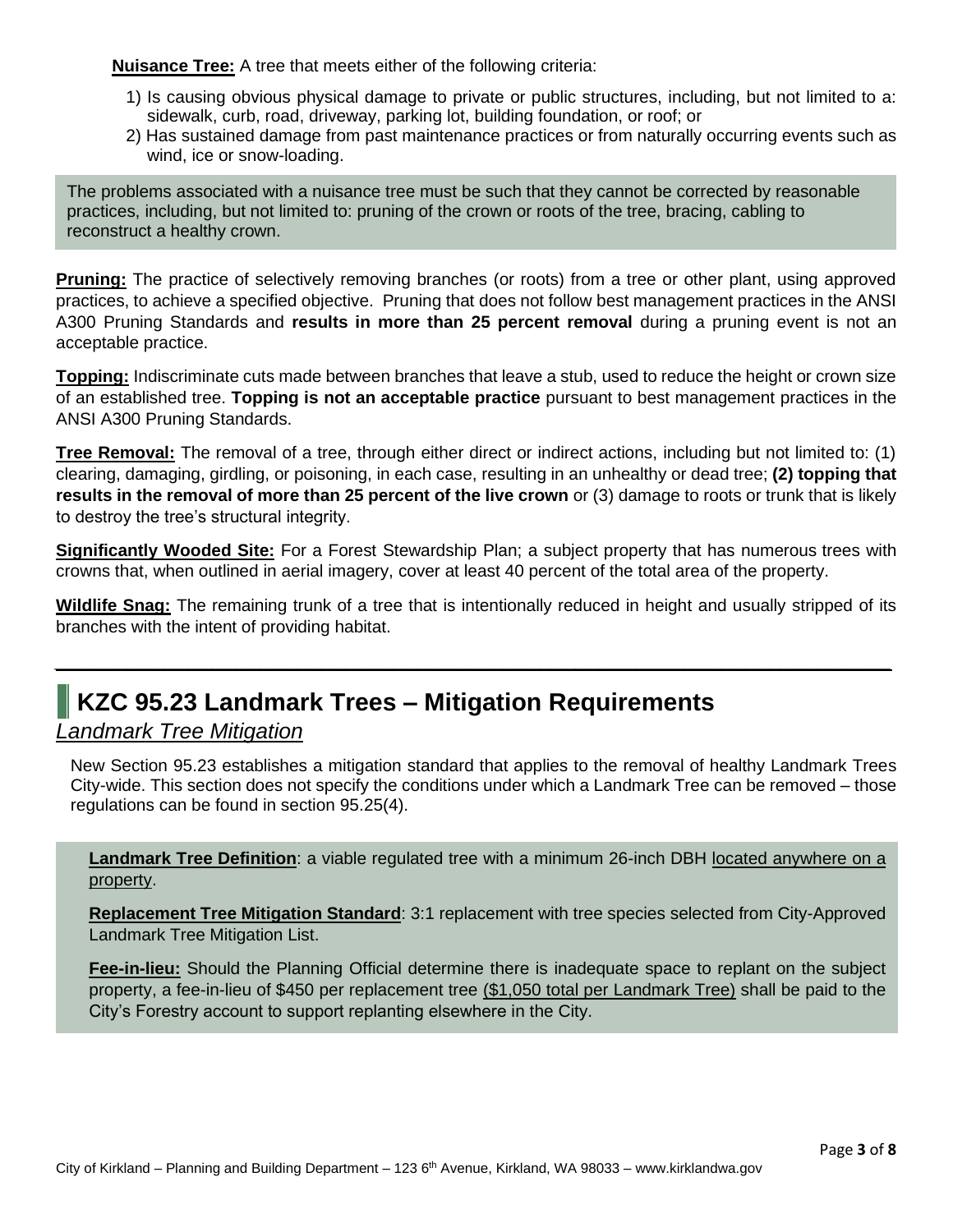**Nuisance Tree:** A tree that meets either of the following criteria:

1) Is causing obvious physical damage to private or public structures, including, but not limited to a: sidewalk, curb, road, driveway, parking lot, building foundation, or roof; or
2) Has sustained damage from past maintenance practices or from naturally occurring events such as wind, ice or snow-loading.

The problems associated with a nuisance tree must be such that they cannot be corrected by reasonable practices, including, but not limited to: pruning of the crown or roots of the tree, bracing, cabling to reconstruct a healthy crown.

**Pruning:** The practice of selectively removing branches (or roots) from a tree or other plant, using approved practices, to achieve a specified objective. Pruning that does not follow best management practices in the ANSI A300 Pruning Standards and **results in more than 25 percent removal** during a pruning event is not an acceptable practice.

**Topping:** Indiscriminate cuts made between branches that leave a stub, used to reduce the height or crown size of an established tree. **Topping is not an acceptable practice** pursuant to best management practices in the ANSI A300 Pruning Standards.

**Tree Removal:** The removal of a tree, through either direct or indirect actions, including but not limited to: (1) clearing, damaging, girdling, or poisoning, in each case, resulting in an unhealthy or dead tree; **(2) topping that results in the removal of more than 25 percent of the live crown** or (3) damage to roots or trunk that is likely to destroy the tree's structural integrity.

**Significantly Wooded Site:** For a Forest Stewardship Plan; a subject property that has numerous trees with crowns that, when outlined in aerial imagery, cover at least 40 percent of the total area of the property.

**Wildlife Snag:** The remaining trunk of a tree that is intentionally reduced in height and usually stripped of its branches with the intent of providing habitat.

---

## KZC 95.23 Landmark Trees – Mitigation Requirements

### *Landmark Tree Mitigation*

New Section 95.23 establishes a mitigation standard that applies to the removal of healthy Landmark Trees City-wide. This section does not specify the conditions under which a Landmark Tree can be removed – those regulations can be found in section 95.25(4).

**Landmark Tree Definition**: a viable regulated tree with a minimum 26-inch DBH located anywhere on a property.

**Replacement Tree Mitigation Standard**: 3:1 replacement with tree species selected from City-Approved Landmark Tree Mitigation List.

**Fee-in-lieu:** Should the Planning Official determine there is inadequate space to replant on the subject property, a fee-in-lieu of $450 per replacement tree ($1,050 total per Landmark Tree) shall be paid to the City's Forestry account to support replanting elsewhere in the City.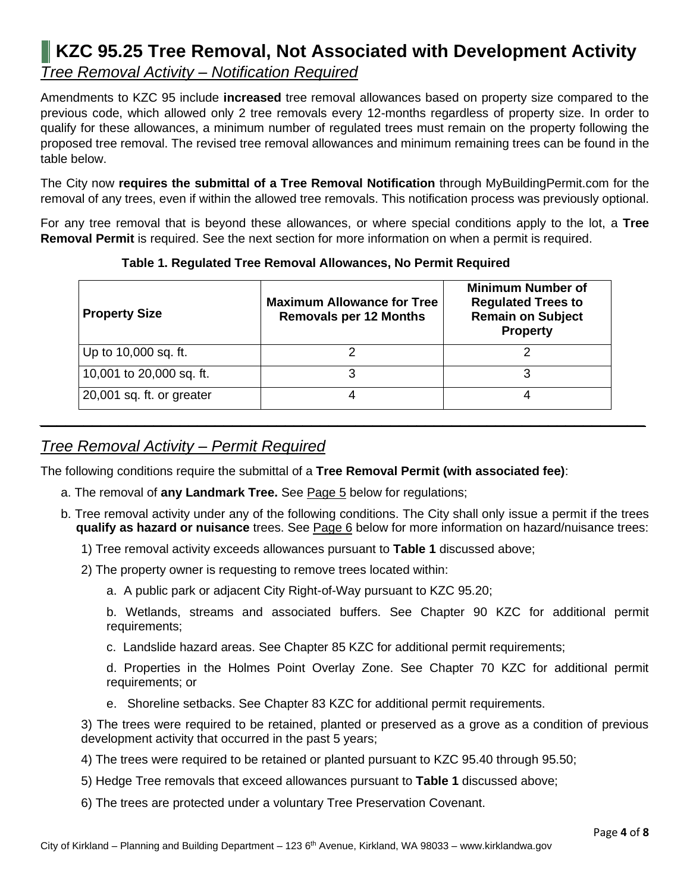# KZC 95.25 Tree Removal, Not Associated with Development Activity

## *Tree Removal Activity – Notification Required*

Amendments to KZC 95 include **increased** tree removal allowances based on property size compared to the previous code, which allowed only 2 tree removals every 12-months regardless of property size. In order to qualify for these allowances, a minimum number of regulated trees must remain on the property following the proposed tree removal. The revised tree removal allowances and minimum remaining trees can be found in the table below.

The City now **requires the submittal of a Tree Removal Notification** through MyBuildingPermit.com for the removal of any trees, even if within the allowed tree removals. This notification process was previously optional.

For any tree removal that is beyond these allowances, or where special conditions apply to the lot, a **Tree Removal Permit** is required. See the next section for more information on when a permit is required.

**Table 1. Regulated Tree Removal Allowances, No Permit Required**

| Property Size | Maximum Allowance for Tree Removals per 12 Months | Minimum Number of Regulated Trees to Remain on Subject Property |
|---|---|---|
| Up to 10,000 sq. ft. | 2 | 2 |
| 10,001 to 20,000 sq. ft. | 3 | 3 |
| 20,001 sq. ft. or greater | 4 | 4 |

---

## *Tree Removal Activity – Permit Required*

The following conditions require the submittal of a **Tree Removal Permit (with associated fee)**:

a. The removal of **any Landmark Tree.** See Page 5 below for regulations;

b. Tree removal activity under any of the following conditions. The City shall only issue a permit if the trees **qualify as hazard or nuisance** trees. See Page 6 below for more information on hazard/nuisance trees:

1) Tree removal activity exceeds allowances pursuant to **Table 1** discussed above;

2) The property owner is requesting to remove trees located within:

a. A public park or adjacent City Right-of-Way pursuant to KZC 95.20;

b. Wetlands, streams and associated buffers. See Chapter 90 KZC for additional permit requirements;

c. Landslide hazard areas. See Chapter 85 KZC for additional permit requirements;

d. Properties in the Holmes Point Overlay Zone. See Chapter 70 KZC for additional permit requirements; or

e. Shoreline setbacks. See Chapter 83 KZC for additional permit requirements.

3) The trees were required to be retained, planted or preserved as a grove as a condition of previous development activity that occurred in the past 5 years;

4) The trees were required to be retained or planted pursuant to KZC 95.40 through 95.50;

5) Hedge Tree removals that exceed allowances pursuant to **Table 1** discussed above;

6) The trees are protected under a voluntary Tree Preservation Covenant.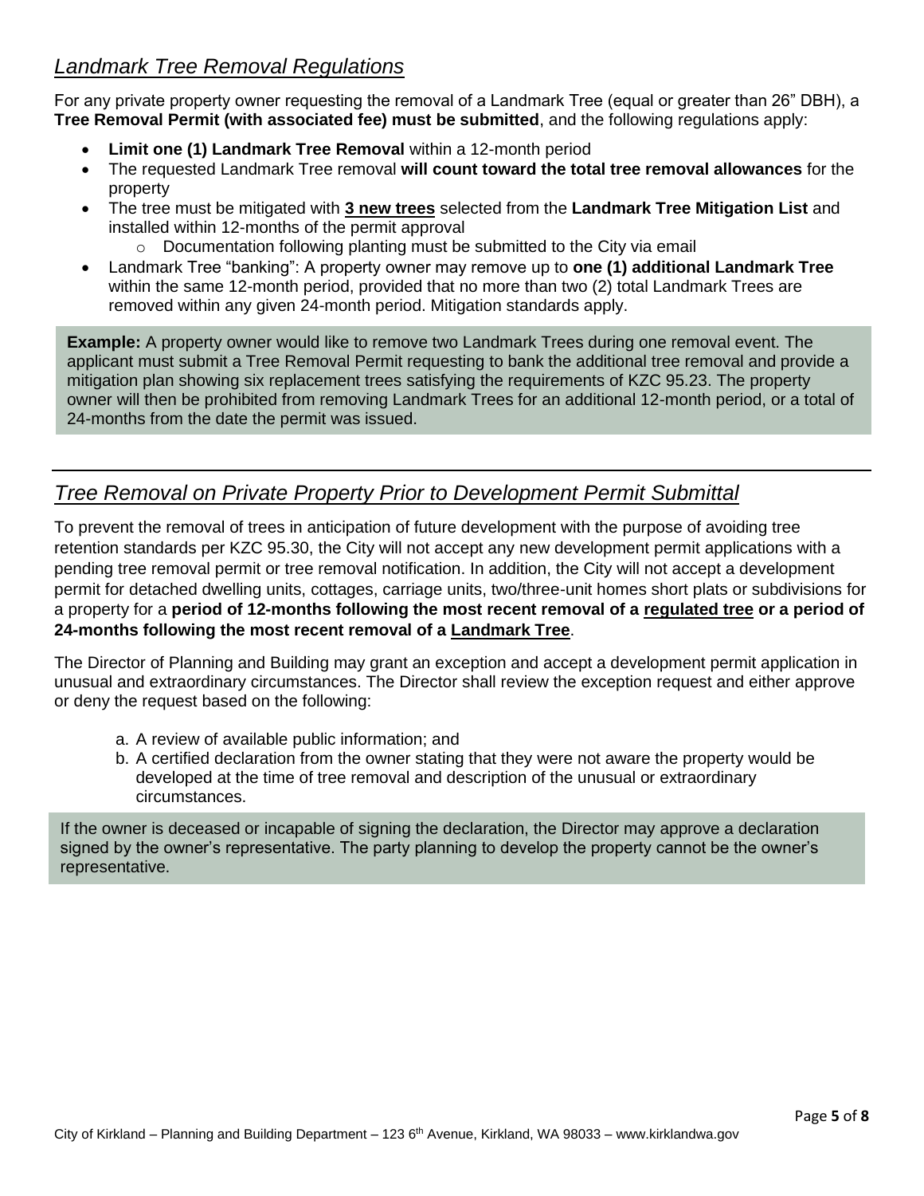## *Landmark Tree Removal Regulations*

For any private property owner requesting the removal of a Landmark Tree (equal or greater than 26" DBH), a **Tree Removal Permit (with associated fee) must be submitted**, and the following regulations apply:

- **Limit one (1) Landmark Tree Removal** within a 12-month period
- The requested Landmark Tree removal **will count toward the total tree removal allowances** for the property
- The tree must be mitigated with **<u>3 new trees</u>** selected from the **Landmark Tree Mitigation List** and installed within 12-months of the permit approval
    - Documentation following planting must be submitted to the City via email
- Landmark Tree "banking": A property owner may remove up to **one (1) additional Landmark Tree** within the same 12-month period, provided that no more than two (2) total Landmark Trees are removed within any given 24-month period. Mitigation standards apply.

**Example:** A property owner would like to remove two Landmark Trees during one removal event. The applicant must submit a Tree Removal Permit requesting to bank the additional tree removal and provide a mitigation plan showing six replacement trees satisfying the requirements of KZC 95.23. The property owner will then be prohibited from removing Landmark Trees for an additional 12-month period, or a total of 24-months from the date the permit was issued.

---

## *Tree Removal on Private Property Prior to Development Permit Submittal*

To prevent the removal of trees in anticipation of future development with the purpose of avoiding tree retention standards per KZC 95.30, the City will not accept any new development permit applications with a pending tree removal permit or tree removal notification. In addition, the City will not accept a development permit for detached dwelling units, cottages, carriage units, two/three-unit homes short plats or subdivisions for a property for a **period of 12-months following the most recent removal of a <u>regulated tree</u> or a period of 24-months following the most recent removal of a <u>Landmark Tree</u>**.

The Director of Planning and Building may grant an exception and accept a development permit application in unusual and extraordinary circumstances. The Director shall review the exception request and either approve or deny the request based on the following:

a. A review of available public information; and
b. A certified declaration from the owner stating that they were not aware the property would be developed at the time of tree removal and description of the unusual or extraordinary circumstances.

If the owner is deceased or incapable of signing the declaration, the Director may approve a declaration signed by the owner's representative. The party planning to develop the property cannot be the owner's representative.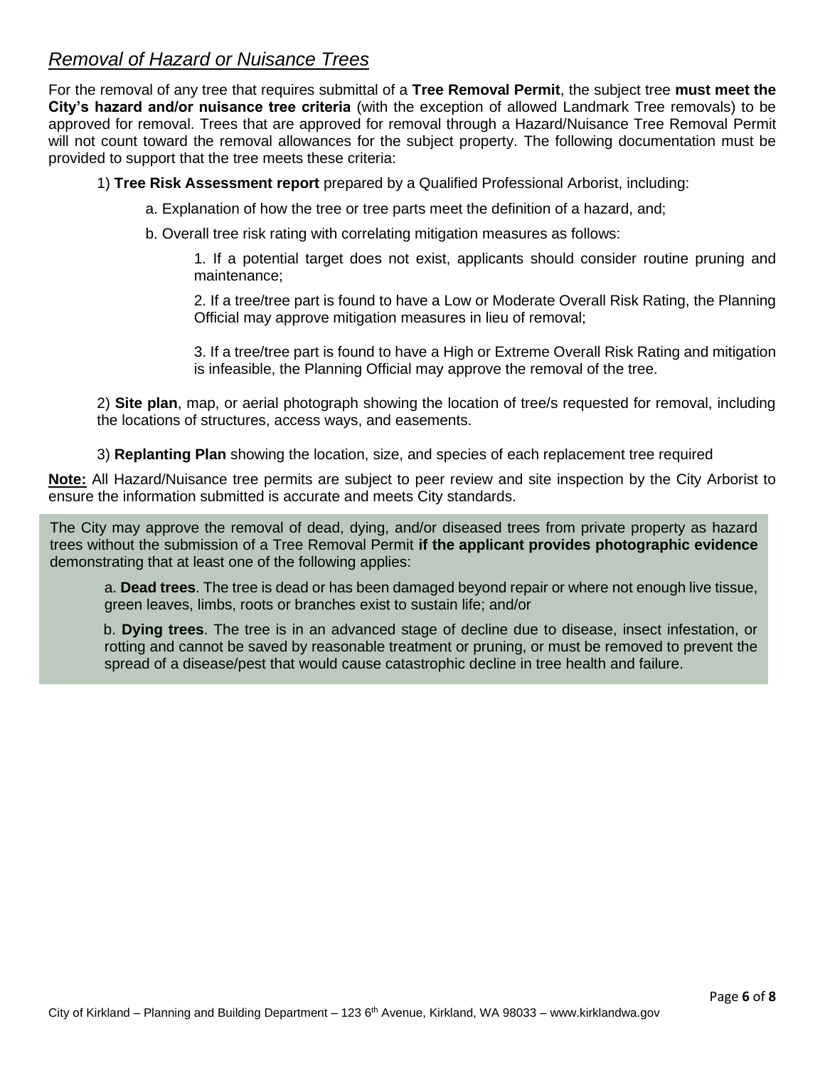## *Removal of Hazard or Nuisance Trees*

For the removal of any tree that requires submittal of a **Tree Removal Permit**, the subject tree **must meet the City's hazard and/or nuisance tree criteria** (with the exception of allowed Landmark Tree removals) to be approved for removal. Trees that are approved for removal through a Hazard/Nuisance Tree Removal Permit will not count toward the removal allowances for the subject property. The following documentation must be provided to support that the tree meets these criteria:

1) **Tree Risk Assessment report** prepared by a Qualified Professional Arborist, including:

   a. Explanation of how the tree or tree parts meet the definition of a hazard, and;

   b. Overall tree risk rating with correlating mitigation measures as follows:

      1. If a potential target does not exist, applicants should consider routine pruning and maintenance;

      2. If a tree/tree part is found to have a Low or Moderate Overall Risk Rating, the Planning Official may approve mitigation measures in lieu of removal;

      3. If a tree/tree part is found to have a High or Extreme Overall Risk Rating and mitigation is infeasible, the Planning Official may approve the removal of the tree.

2) **Site plan**, map, or aerial photograph showing the location of tree/s requested for removal, including the locations of structures, access ways, and easements.

3) **Replanting Plan** showing the location, size, and species of each replacement tree required

**Note:** All Hazard/Nuisance tree permits are subject to peer review and site inspection by the City Arborist to ensure the information submitted is accurate and meets City standards.

The City may approve the removal of dead, dying, and/or diseased trees from private property as hazard trees without the submission of a Tree Removal Permit **if the applicant provides photographic evidence** demonstrating that at least one of the following applies:

   a. **Dead trees**. The tree is dead or has been damaged beyond repair or where not enough live tissue, green leaves, limbs, roots or branches exist to sustain life; and/or

   b. **Dying trees**. The tree is in an advanced stage of decline due to disease, insect infestation, or rotting and cannot be saved by reasonable treatment or pruning, or must be removed to prevent the spread of a disease/pest that would cause catastrophic decline in tree health and failure.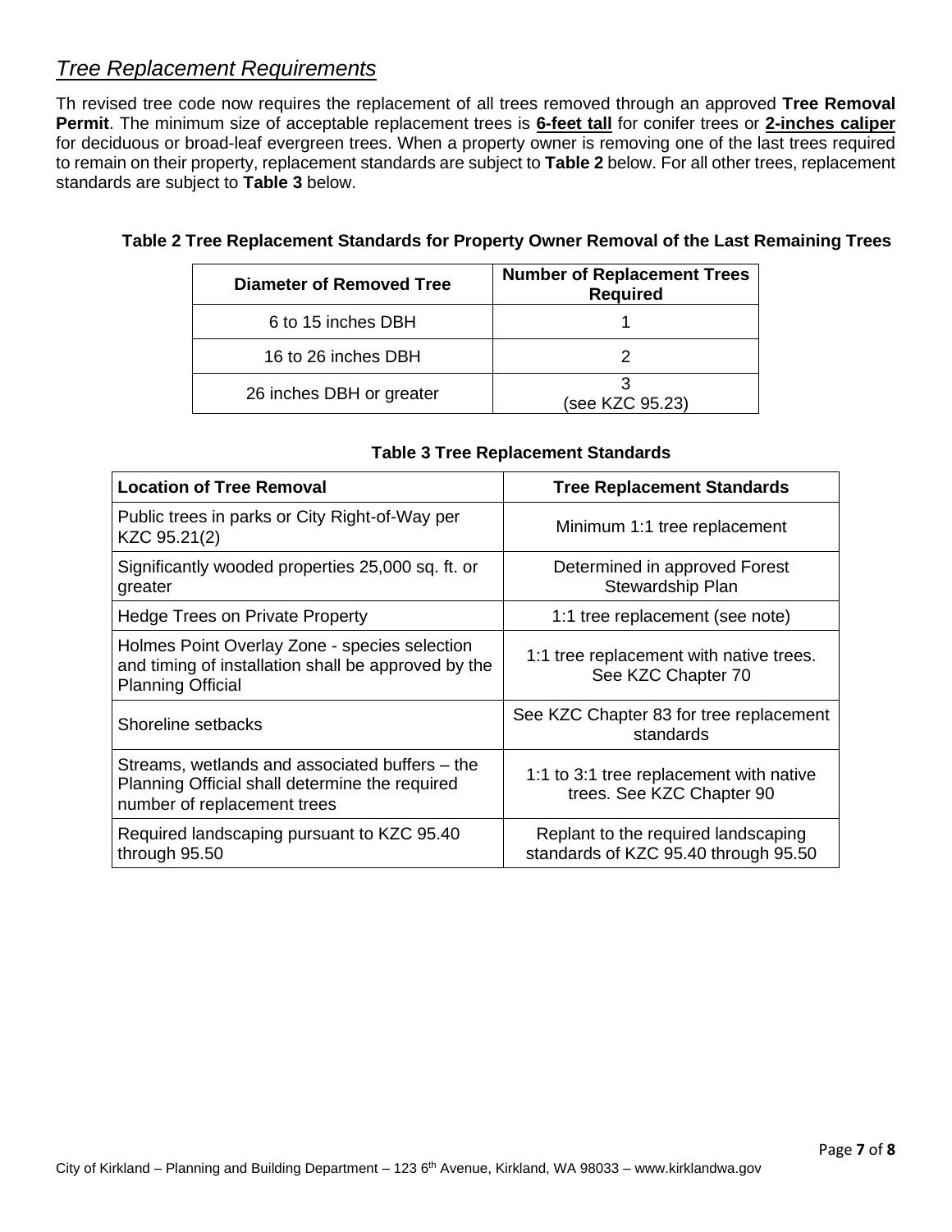## *Tree Replacement Requirements*

Th revised tree code now requires the replacement of all trees removed through an approved **Tree Removal Permit**. The minimum size of acceptable replacement trees is **6-feet tall** for conifer trees or **2-inches caliper** for deciduous or broad-leaf evergreen trees. When a property owner is removing one of the last trees required to remain on their property, replacement standards are subject to **Table 2** below. For all other trees, replacement standards are subject to **Table 3** below.

**Table 2 Tree Replacement Standards for Property Owner Removal of the Last Remaining Trees**

| Diameter of Removed Tree | Number of Replacement Trees Required |
|---|---|
| 6 to 15 inches DBH | 1 |
| 16 to 26 inches DBH | 2 |
| 26 inches DBH or greater | 3 (see KZC 95.23) |

**Table 3 Tree Replacement Standards**

| Location of Tree Removal | Tree Replacement Standards |
|---|---|
| Public trees in parks or City Right-of-Way per KZC 95.21(2) | Minimum 1:1 tree replacement |
| Significantly wooded properties 25,000 sq. ft. or greater | Determined in approved Forest Stewardship Plan |
| Hedge Trees on Private Property | 1:1 tree replacement (see note) |
| Holmes Point Overlay Zone - species selection and timing of installation shall be approved by the Planning Official | 1:1 tree replacement with native trees. See KZC Chapter 70 |
| Shoreline setbacks | See KZC Chapter 83 for tree replacement standards |
| Streams, wetlands and associated buffers – the Planning Official shall determine the required number of replacement trees | 1:1 to 3:1 tree replacement with native trees. See KZC Chapter 90 |
| Required landscaping pursuant to KZC 95.40 through 95.50 | Replant to the required landscaping standards of KZC 95.40 through 95.50 |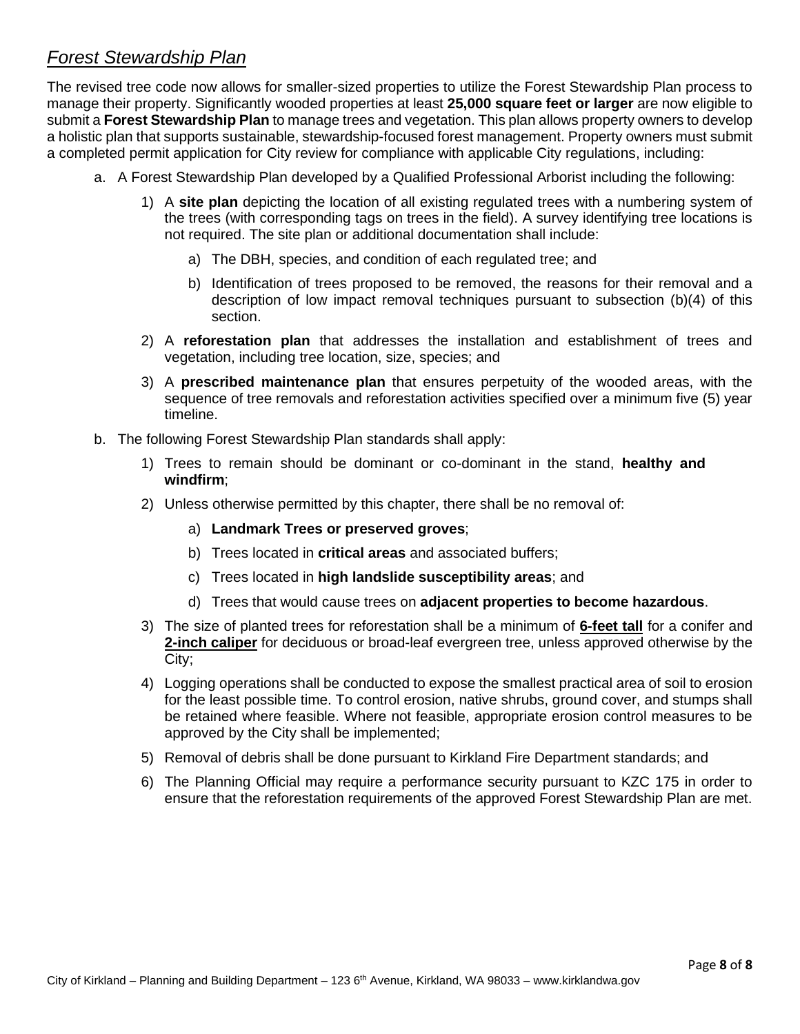## *Forest Stewardship Plan*

The revised tree code now allows for smaller-sized properties to utilize the Forest Stewardship Plan process to manage their property. Significantly wooded properties at least **25,000 square feet or larger** are now eligible to submit a **Forest Stewardship Plan** to manage trees and vegetation. This plan allows property owners to develop a holistic plan that supports sustainable, stewardship-focused forest management. Property owners must submit a completed permit application for City review for compliance with applicable City regulations, including:

a. A Forest Stewardship Plan developed by a Qualified Professional Arborist including the following:

   1) A **site plan** depicting the location of all existing regulated trees with a numbering system of the trees (with corresponding tags on trees in the field). A survey identifying tree locations is not required. The site plan or additional documentation shall include:

      a) The DBH, species, and condition of each regulated tree; and

      b) Identification of trees proposed to be removed, the reasons for their removal and a description of low impact removal techniques pursuant to subsection (b)(4) of this section.

   2) A **reforestation plan** that addresses the installation and establishment of trees and vegetation, including tree location, size, species; and

   3) A **prescribed maintenance plan** that ensures perpetuity of the wooded areas, with the sequence of tree removals and reforestation activities specified over a minimum five (5) year timeline.

b. The following Forest Stewardship Plan standards shall apply:

   1) Trees to remain should be dominant or co-dominant in the stand, **healthy and windfirm**;

   2) Unless otherwise permitted by this chapter, there shall be no removal of:

      a) **Landmark Trees or preserved groves**;

      b) Trees located in **critical areas** and associated buffers;

      c) Trees located in **high landslide susceptibility areas**; and

      d) Trees that would cause trees on **adjacent properties to become hazardous**.

   3) The size of planted trees for reforestation shall be a minimum of **6-feet tall** for a conifer and **2-inch caliper** for deciduous or broad-leaf evergreen tree, unless approved otherwise by the City;

   4) Logging operations shall be conducted to expose the smallest practical area of soil to erosion for the least possible time. To control erosion, native shrubs, ground cover, and stumps shall be retained where feasible. Where not feasible, appropriate erosion control measures to be approved by the City shall be implemented;

   5) Removal of debris shall be done pursuant to Kirkland Fire Department standards; and

   6) The Planning Official may require a performance security pursuant to KZC 175 in order to ensure that the reforestation requirements of the approved Forest Stewardship Plan are met.